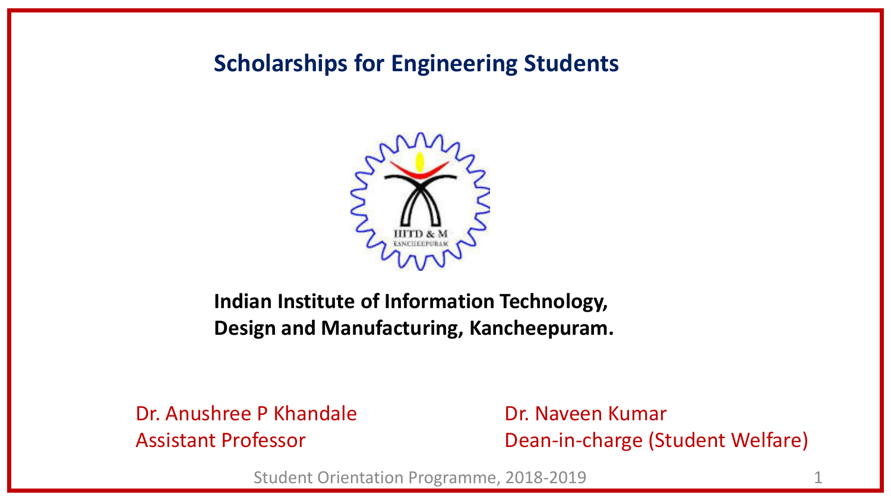# Scholarships for Engineering Students

**Indian Institute of Information Technology, Design and Manufacturing, Kancheepuram.**

Dr. Anushree P Khandale
Assistant Professor

Dr. Naveen Kumar
Dean-in-charge (Student Welfare)

Student Orientation Programme, 2018-2019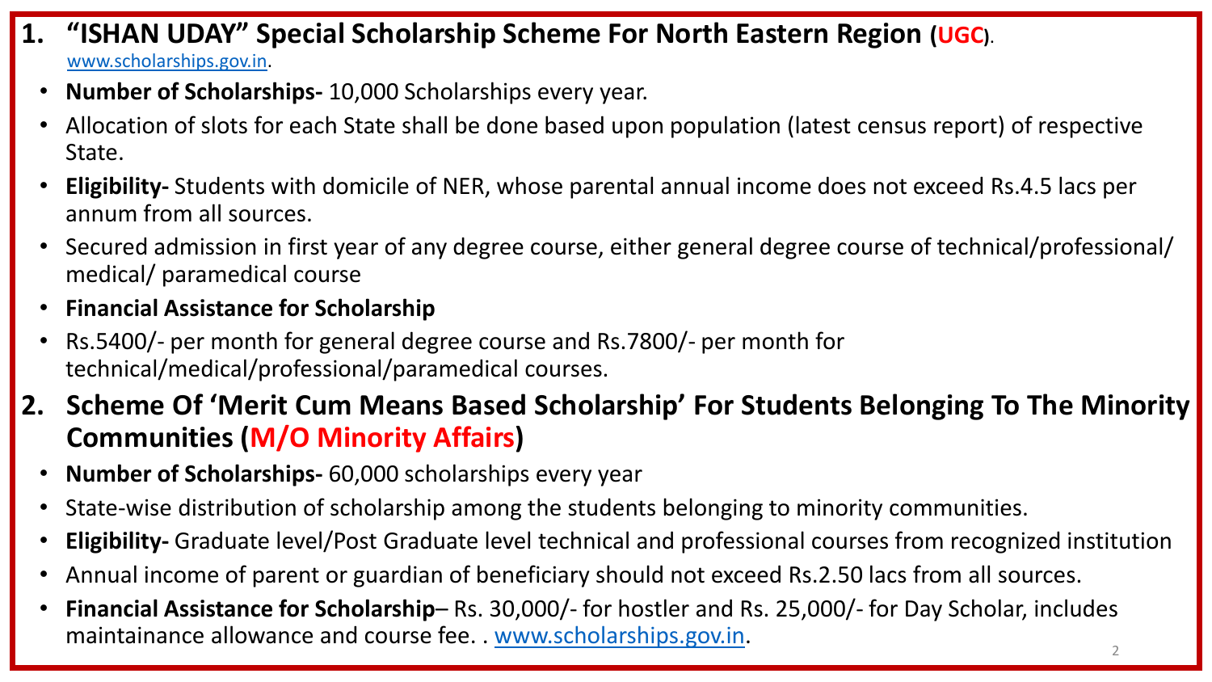1. **"ISHAN UDAY" Special Scholarship Scheme For North Eastern Region (UGC).** www.scholarships.gov.in.
   - **Number of Scholarships-** 10,000 Scholarships every year.
   - Allocation of slots for each State shall be done based upon population (latest census report) of respective State.
   - **Eligibility-** Students with domicile of NER, whose parental annual income does not exceed Rs.4.5 lacs per annum from all sources.
   - Secured admission in first year of any degree course, either general degree course of technical/professional/ medical/ paramedical course
   - **Financial Assistance for Scholarship**
   - Rs.5400/- per month for general degree course and Rs.7800/- per month for technical/medical/professional/paramedical courses.

2. **Scheme Of 'Merit Cum Means Based Scholarship' For Students Belonging To The Minority Communities (M/O Minority Affairs)**
   - **Number of Scholarships-** 60,000 scholarships every year
   - State-wise distribution of scholarship among the students belonging to minority communities.
   - **Eligibility-** Graduate level/Post Graduate level technical and professional courses from recognized institution
   - Annual income of parent or guardian of beneficiary should not exceed Rs.2.50 lacs from all sources.
   - **Financial Assistance for Scholarship**– Rs. 30,000/- for hostler and Rs. 25,000/- for Day Scholar, includes maintainance allowance and course fee. . www.scholarships.gov.in.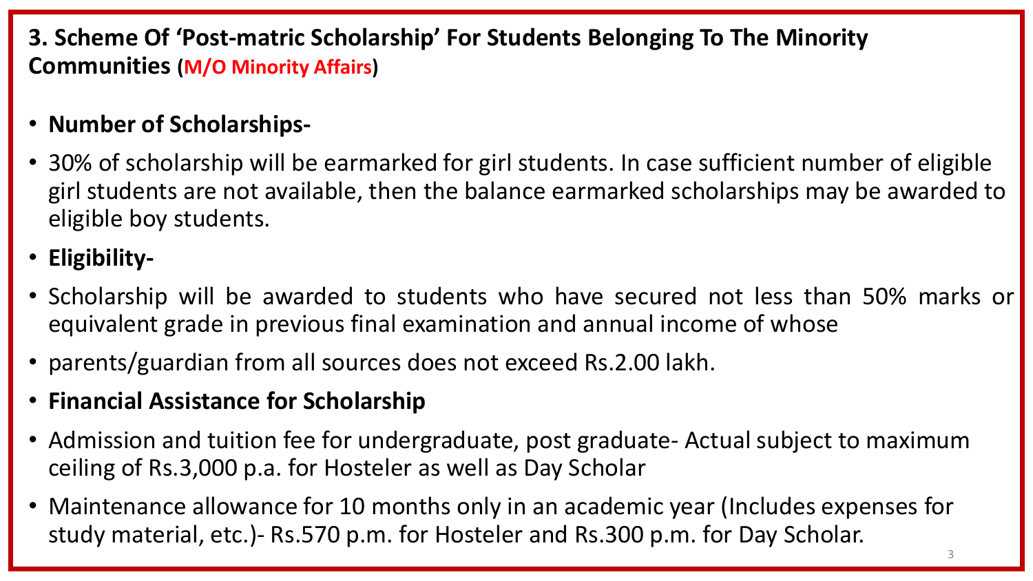## 3. Scheme Of 'Post-matric Scholarship' For Students Belonging To The Minority Communities (M/O Minority Affairs)

- **Number of Scholarships-**
- 30% of scholarship will be earmarked for girl students. In case sufficient number of eligible girl students are not available, then the balance earmarked scholarships may be awarded to eligible boy students.
- **Eligibility-**
- Scholarship will be awarded to students who have secured not less than 50% marks or equivalent grade in previous final examination and annual income of whose
- parents/guardian from all sources does not exceed Rs.2.00 lakh.
- **Financial Assistance for Scholarship**
- Admission and tuition fee for undergraduate, post graduate- Actual subject to maximum ceiling of Rs.3,000 p.a. for Hosteler as well as Day Scholar
- Maintenance allowance for 10 months only in an academic year (Includes expenses for study material, etc.)- Rs.570 p.m. for Hosteler and Rs.300 p.m. for Day Scholar.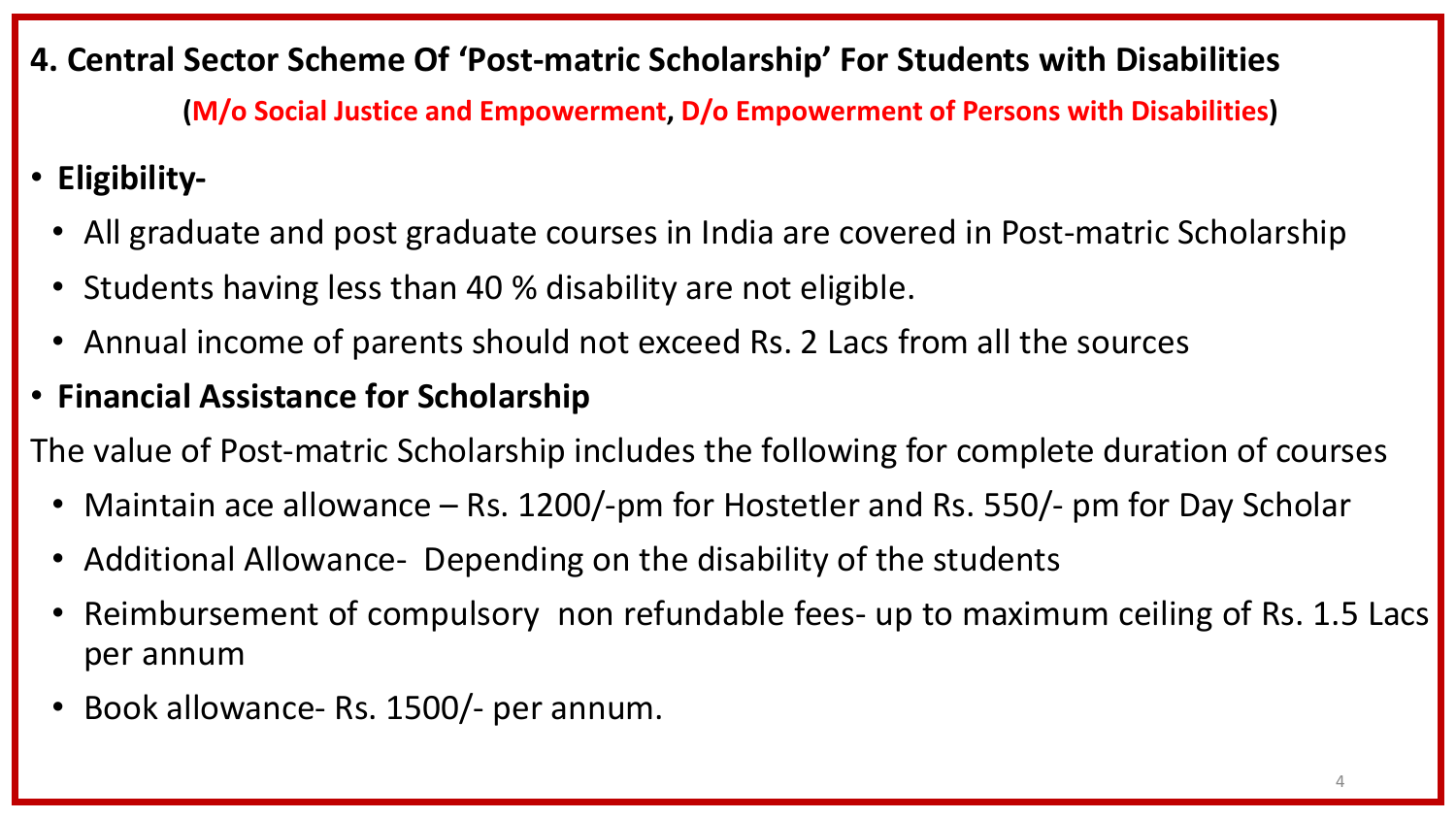## 4. Central Sector Scheme Of 'Post-matric Scholarship' For Students with Disabilities

**(M/o Social Justice and Empowerment, D/o Empowerment of Persons with Disabilities)**

- **Eligibility-**
  - All graduate and post graduate courses in India are covered in Post-matric Scholarship
  - Students having less than 40 % disability are not eligible.
  - Annual income of parents should not exceed Rs. 2 Lacs from all the sources
- **Financial Assistance for Scholarship**

The value of Post-matric Scholarship includes the following for complete duration of courses

- Maintain ace allowance – Rs. 1200/-pm for Hostetler and Rs. 550/- pm for Day Scholar
- Additional Allowance- Depending on the disability of the students
- Reimbursement of compulsory non refundable fees- up to maximum ceiling of Rs. 1.5 Lacs per annum
- Book allowance- Rs. 1500/- per annum.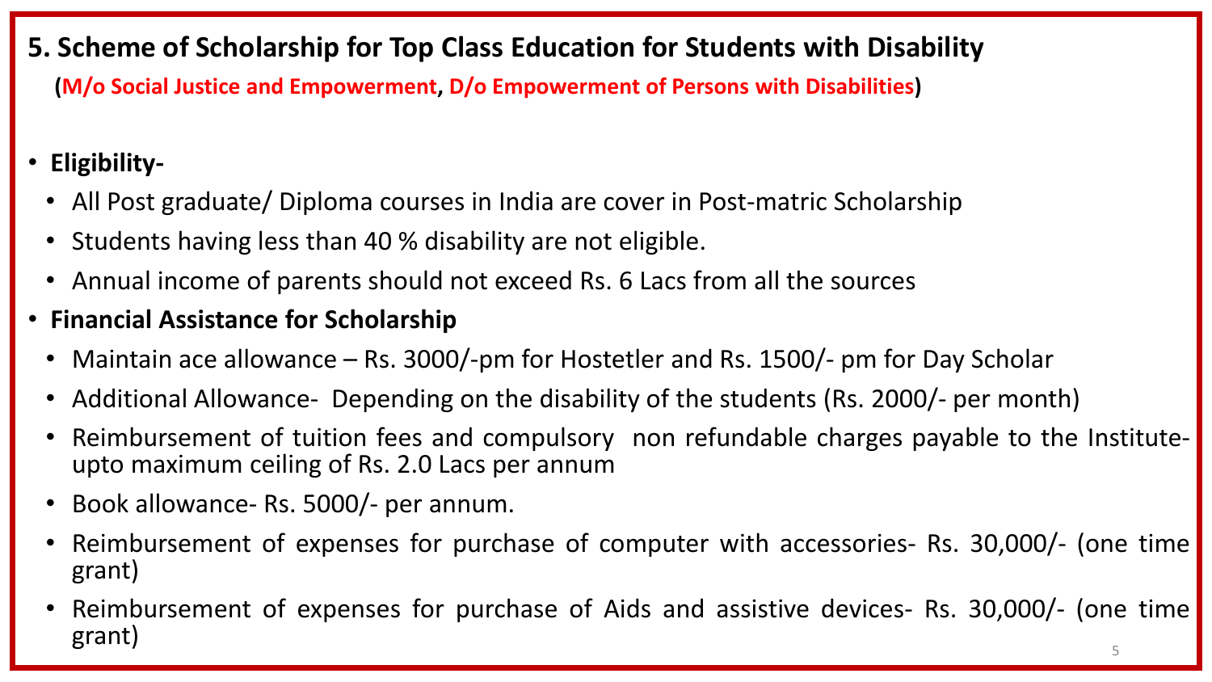## 5. Scheme of Scholarship for Top Class Education for Students with Disability

**(M/o Social Justice and Empowerment, D/o Empowerment of Persons with Disabilities)**

- **Eligibility-**
  - All Post graduate/ Diploma courses in India are cover in Post-matric Scholarship
  - Students having less than 40 % disability are not eligible.
  - Annual income of parents should not exceed Rs. 6 Lacs from all the sources
- **Financial Assistance for Scholarship**
  - Maintain ace allowance – Rs. 3000/-pm for Hostetler and Rs. 1500/- pm for Day Scholar
  - Additional Allowance- Depending on the disability of the students (Rs. 2000/- per month)
  - Reimbursement of tuition fees and compulsory non refundable charges payable to the Institute- upto maximum ceiling of Rs. 2.0 Lacs per annum
  - Book allowance- Rs. 5000/- per annum.
  - Reimbursement of expenses for purchase of computer with accessories- Rs. 30,000/- (one time grant)
  - Reimbursement of expenses for purchase of Aids and assistive devices- Rs. 30,000/- (one time grant)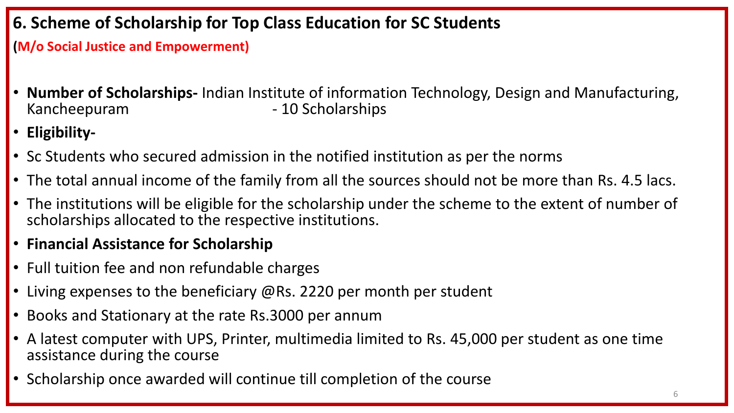## 6. Scheme of Scholarship for Top Class Education for SC Students

**(M/o Social Justice and Empowerment)**

- **Number of Scholarships-** Indian Institute of information Technology, Design and Manufacturing, Kancheepuram - 10 Scholarships
- **Eligibility-**
- Sc Students who secured admission in the notified institution as per the norms
- The total annual income of the family from all the sources should not be more than Rs. 4.5 lacs.
- The institutions will be eligible for the scholarship under the scheme to the extent of number of scholarships allocated to the respective institutions.
- **Financial Assistance for Scholarship**
- Full tuition fee and non refundable charges
- Living expenses to the beneficiary @Rs. 2220 per month per student
- Books and Stationary at the rate Rs.3000 per annum
- A latest computer with UPS, Printer, multimedia limited to Rs. 45,000 per student as one time assistance during the course
- Scholarship once awarded will continue till completion of the course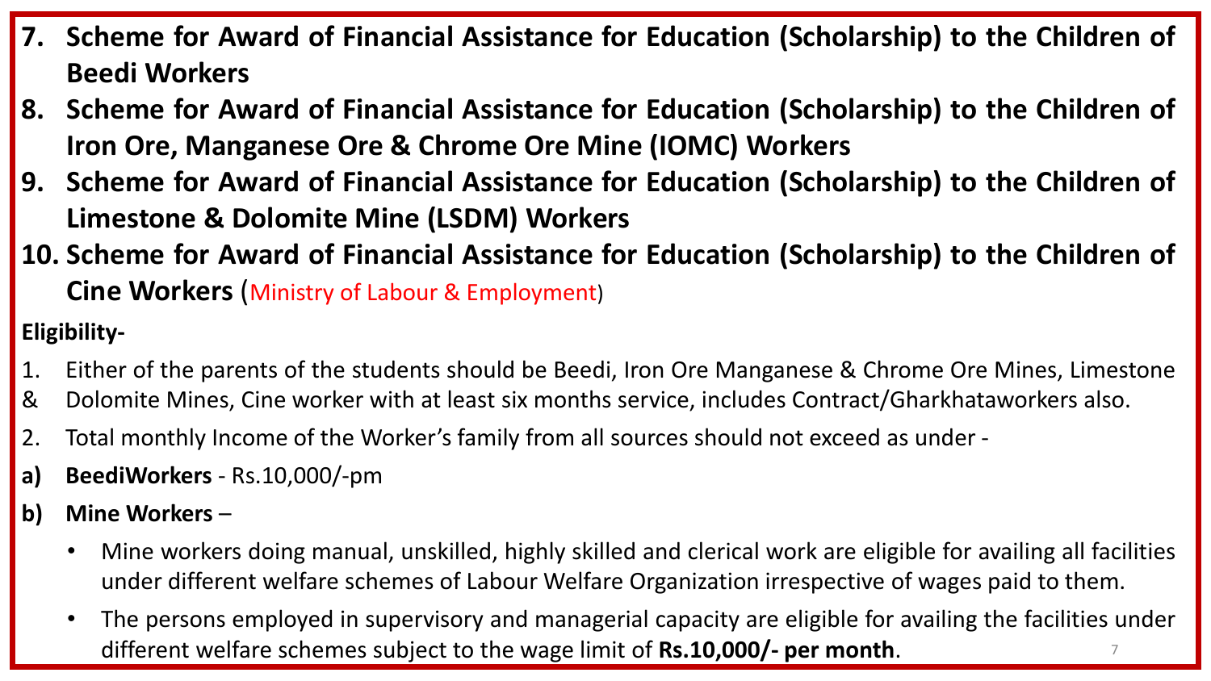7. **Scheme for Award of Financial Assistance for Education (Scholarship) to the Children of Beedi Workers**
8. **Scheme for Award of Financial Assistance for Education (Scholarship) to the Children of Iron Ore, Manganese Ore & Chrome Ore Mine (IOMC) Workers**
9. **Scheme for Award of Financial Assistance for Education (Scholarship) to the Children of Limestone & Dolomite Mine (LSDM) Workers**
10. **Scheme for Award of Financial Assistance for Education (Scholarship) to the Children of Cine Workers** (Ministry of Labour & Employment)

**Eligibility-**

1. Either of the parents of the students should be Beedi, Iron Ore Manganese & Chrome Ore Mines, Limestone & Dolomite Mines, Cine worker with at least six months service, includes Contract/Gharkhataworkers also.
2. Total monthly Income of the Worker's family from all sources should not exceed as under -

a) **BeediWorkers** - Rs.10,000/-pm

b) **Mine Workers** –

- Mine workers doing manual, unskilled, highly skilled and clerical work are eligible for availing all facilities under different welfare schemes of Labour Welfare Organization irrespective of wages paid to them.
- The persons employed in supervisory and managerial capacity are eligible for availing the facilities under different welfare schemes subject to the wage limit of **Rs.10,000/- per month**.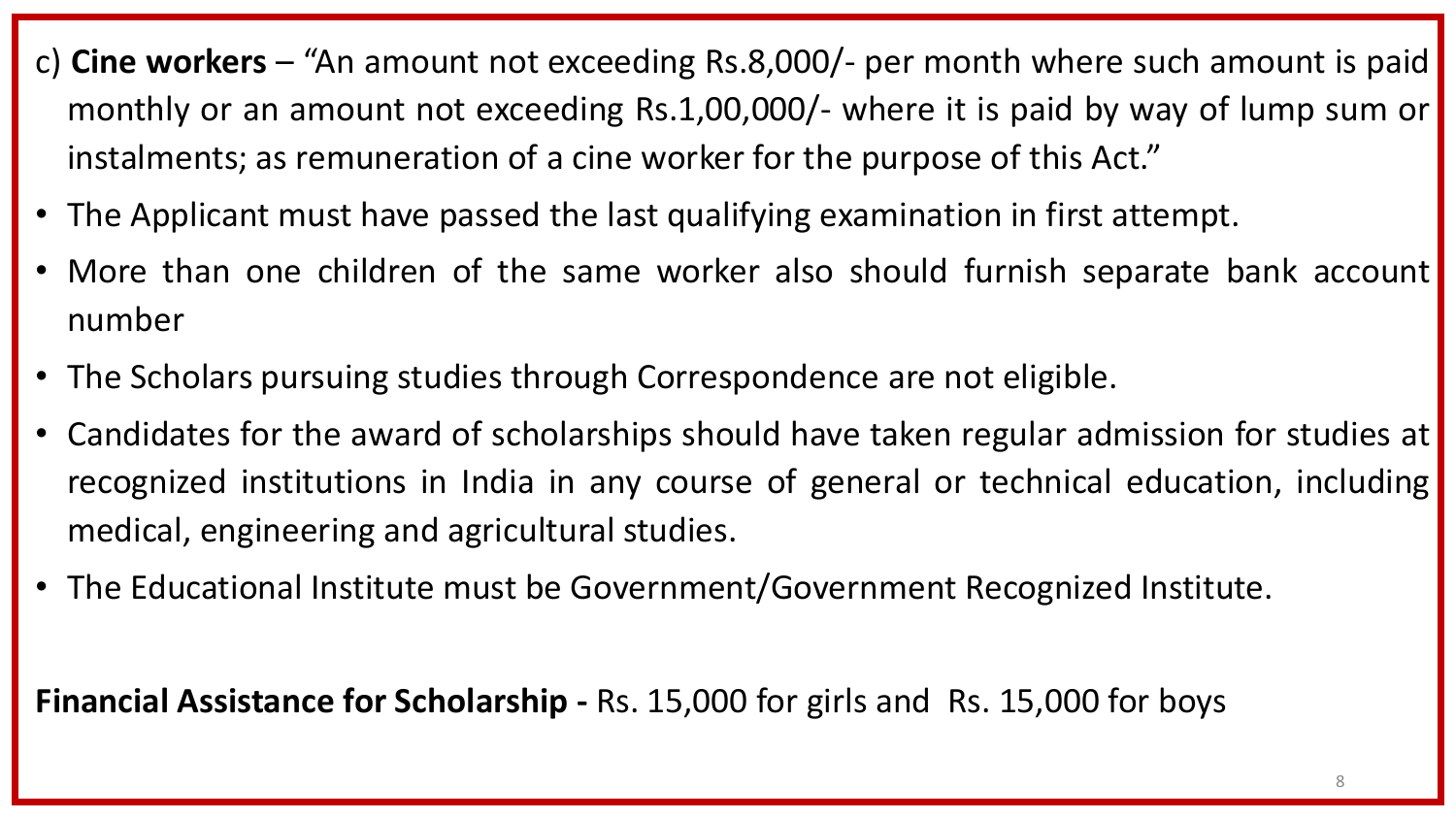c) **Cine workers** – "An amount not exceeding Rs.8,000/- per month where such amount is paid monthly or an amount not exceeding Rs.1,00,000/- where it is paid by way of lump sum or instalments; as remuneration of a cine worker for the purpose of this Act."

- The Applicant must have passed the last qualifying examination in first attempt.
- More than one children of the same worker also should furnish separate bank account number
- The Scholars pursuing studies through Correspondence are not eligible.
- Candidates for the award of scholarships should have taken regular admission for studies at recognized institutions in India in any course of general or technical education, including medical, engineering and agricultural studies.
- The Educational Institute must be Government/Government Recognized Institute.

**Financial Assistance for Scholarship -** Rs. 15,000 for girls and Rs. 15,000 for boys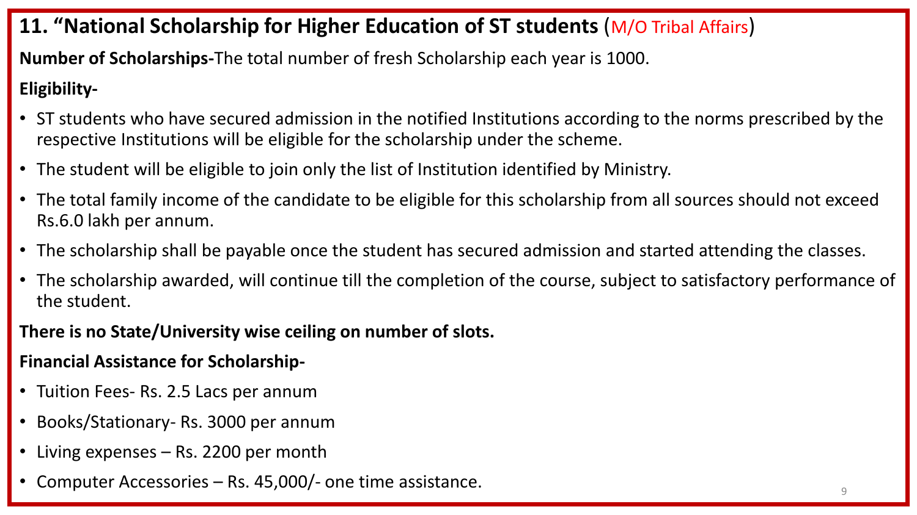## 11. “National Scholarship for Higher Education of ST students (M/O Tribal Affairs)

**Number of Scholarships-**The total number of fresh Scholarship each year is 1000.

**Eligibility-**

- ST students who have secured admission in the notified Institutions according to the norms prescribed by the respective Institutions will be eligible for the scholarship under the scheme.
- The student will be eligible to join only the list of Institution identified by Ministry.
- The total family income of the candidate to be eligible for this scholarship from all sources should not exceed Rs.6.0 lakh per annum.
- The scholarship shall be payable once the student has secured admission and started attending the classes.
- The scholarship awarded, will continue till the completion of the course, subject to satisfactory performance of the student.

**There is no State/University wise ceiling on number of slots.**

**Financial Assistance for Scholarship-**

- Tuition Fees- Rs. 2.5 Lacs per annum
- Books/Stationary- Rs. 3000 per annum
- Living expenses – Rs. 2200 per month
- Computer Accessories – Rs. 45,000/- one time assistance.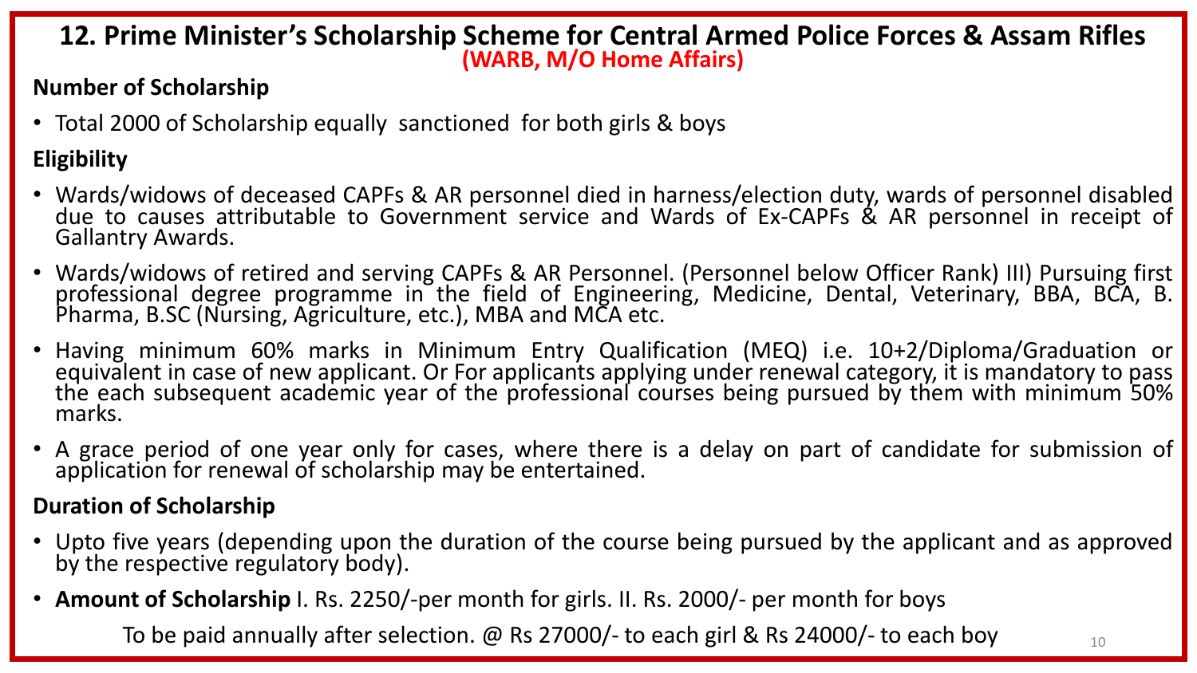## 12. Prime Minister's Scholarship Scheme for Central Armed Police Forces & Assam Rifles

**(WARB, M/O Home Affairs)**

**Number of Scholarship**

- Total 2000 of Scholarship equally sanctioned for both girls & boys

**Eligibility**

- Wards/widows of deceased CAPFs & AR personnel died in harness/election duty, wards of personnel disabled due to causes attributable to Government service and Wards of Ex-CAPFs & AR personnel in receipt of Gallantry Awards.
- Wards/widows of retired and serving CAPFs & AR Personnel. (Personnel below Officer Rank) III) Pursuing first professional degree programme in the field of Engineering, Medicine, Dental, Veterinary, BBA, BCA, B. Pharma, B.SC (Nursing, Agriculture, etc.), MBA and MCA etc.
- Having minimum 60% marks in Minimum Entry Qualification (MEQ) i.e. 10+2/Diploma/Graduation or equivalent in case of new applicant. Or For applicants applying under renewal category, it is mandatory to pass the each subsequent academic year of the professional courses being pursued by them with minimum 50% marks.
- A grace period of one year only for cases, where there is a delay on part of candidate for submission of application for renewal of scholarship may be entertained.

**Duration of Scholarship**

- Upto five years (depending upon the duration of the course being pursued by the applicant and as approved by the respective regulatory body).
- **Amount of Scholarship** I. Rs. 2250/-per month for girls. II. Rs. 2000/- per month for boys

To be paid annually after selection. @ Rs 27000/- to each girl & Rs 24000/- to each boy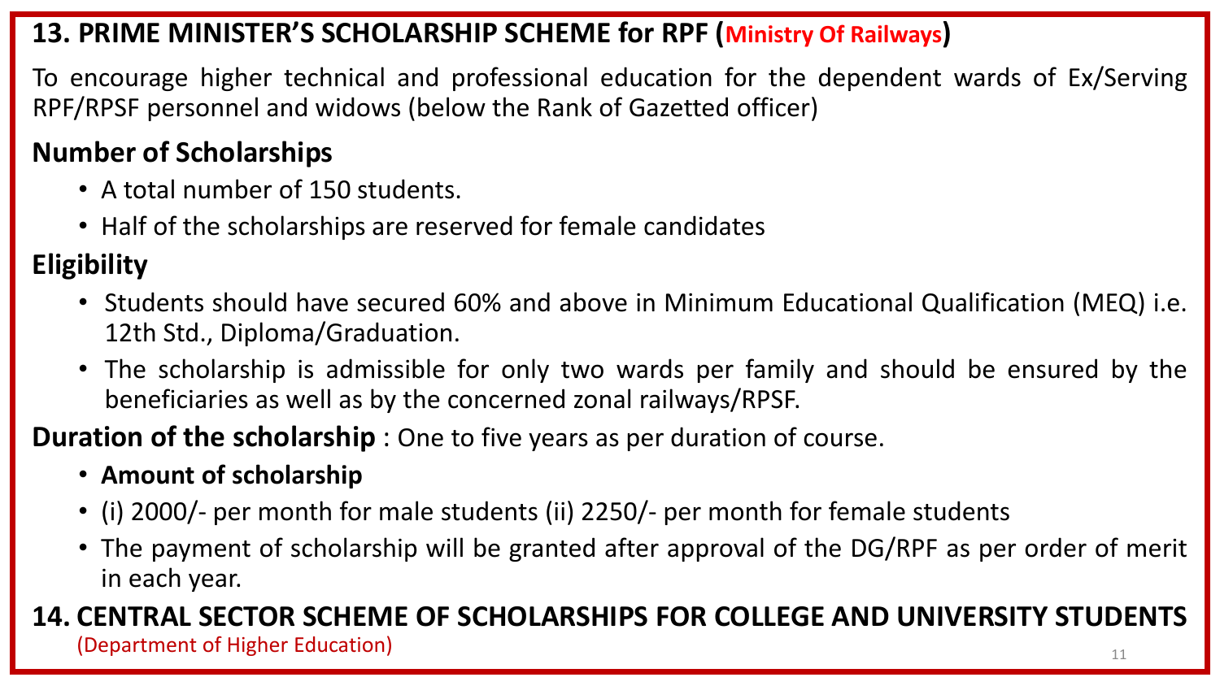## 13. PRIME MINISTER'S SCHOLARSHIP SCHEME for RPF (Ministry Of Railways)

To encourage higher technical and professional education for the dependent wards of Ex/Serving RPF/RPSF personnel and widows (below the Rank of Gazetted officer)

### Number of Scholarships

- A total number of 150 students.
- Half of the scholarships are reserved for female candidates

### Eligibility

- Students should have secured 60% and above in Minimum Educational Qualification (MEQ) i.e. 12th Std., Diploma/Graduation.
- The scholarship is admissible for only two wards per family and should be ensured by the beneficiaries as well as by the concerned zonal railways/RPSF.

**Duration of the scholarship** : One to five years as per duration of course.

- **Amount of scholarship**
- (i) 2000/- per month for male students (ii) 2250/- per month for female students
- The payment of scholarship will be granted after approval of the DG/RPF as per order of merit in each year.

## 14. CENTRAL SECTOR SCHEME OF SCHOLARSHIPS FOR COLLEGE AND UNIVERSITY STUDENTS

(Department of Higher Education)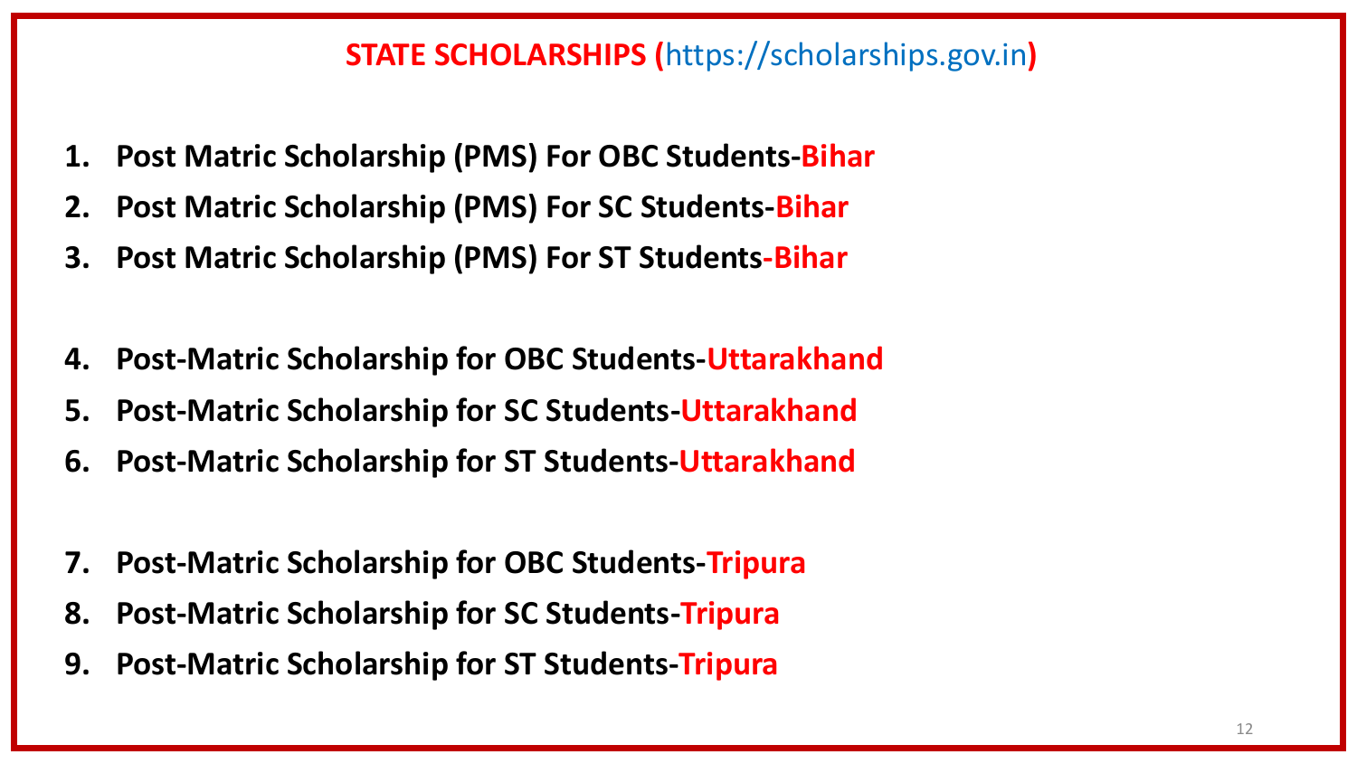## STATE SCHOLARSHIPS (https://scholarships.gov.in)

1. **Post Matric Scholarship (PMS) For OBC Students-Bihar**
2. **Post Matric Scholarship (PMS) For SC Students-Bihar**
3. **Post Matric Scholarship (PMS) For ST Students-Bihar**

4. **Post-Matric Scholarship for OBC Students-Uttarakhand**
5. **Post-Matric Scholarship for SC Students-Uttarakhand**
6. **Post-Matric Scholarship for ST Students-Uttarakhand**

7. **Post-Matric Scholarship for OBC Students-Tripura**
8. **Post-Matric Scholarship for SC Students-Tripura**
9. **Post-Matric Scholarship for ST Students-Tripura**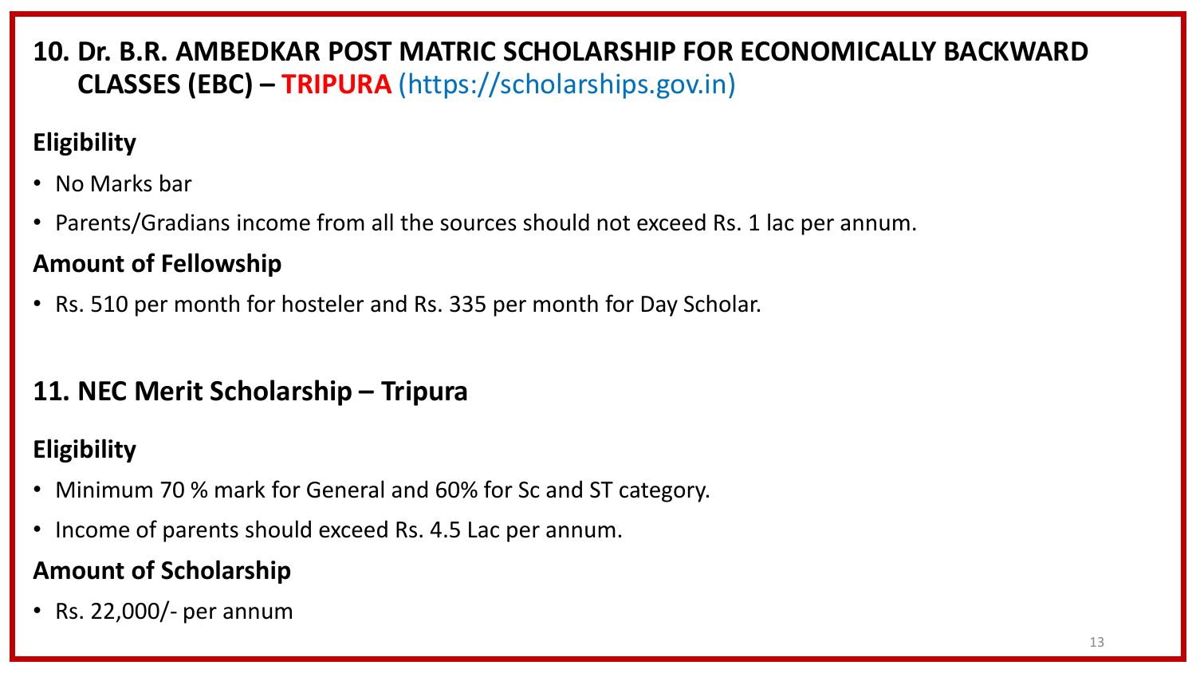## 10. Dr. B.R. AMBEDKAR POST MATRIC SCHOLARSHIP FOR ECONOMICALLY BACKWARD CLASSES (EBC) – TRIPURA (https://scholarships.gov.in)

### Eligibility

- No Marks bar
- Parents/Gradians income from all the sources should not exceed Rs. 1 lac per annum.

### Amount of Fellowship

- Rs. 510 per month for hosteler and Rs. 335 per month for Day Scholar.

## 11. NEC Merit Scholarship – Tripura

### Eligibility

- Minimum 70 % mark for General and 60% for Sc and ST category.
- Income of parents should exceed Rs. 4.5 Lac per annum.

### Amount of Scholarship

- Rs. 22,000/- per annum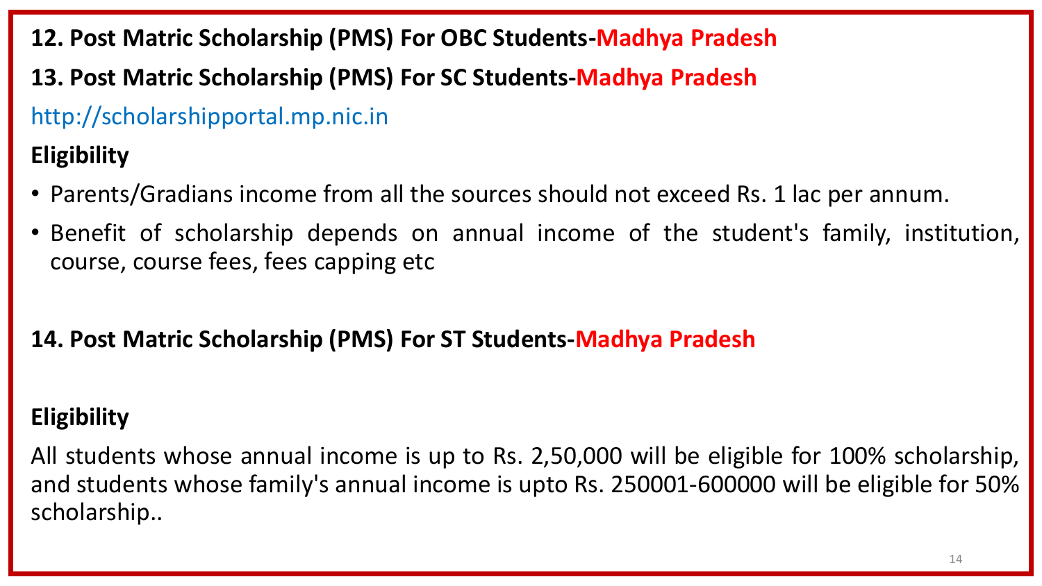**12. Post Matric Scholarship (PMS) For OBC Students-Madhya Pradesh**

**13. Post Matric Scholarship (PMS) For SC Students-Madhya Pradesh**

http://scholarshipportal.mp.nic.in

**Eligibility**

- Parents/Gradians income from all the sources should not exceed Rs. 1 lac per annum.
- Benefit of scholarship depends on annual income of the student's family, institution, course, course fees, fees capping etc

**14. Post Matric Scholarship (PMS) For ST Students-Madhya Pradesh**

**Eligibility**

All students whose annual income is up to Rs. 2,50,000 will be eligible for 100% scholarship, and students whose family's annual income is upto Rs. 250001-600000 will be eligible for 50% scholarship..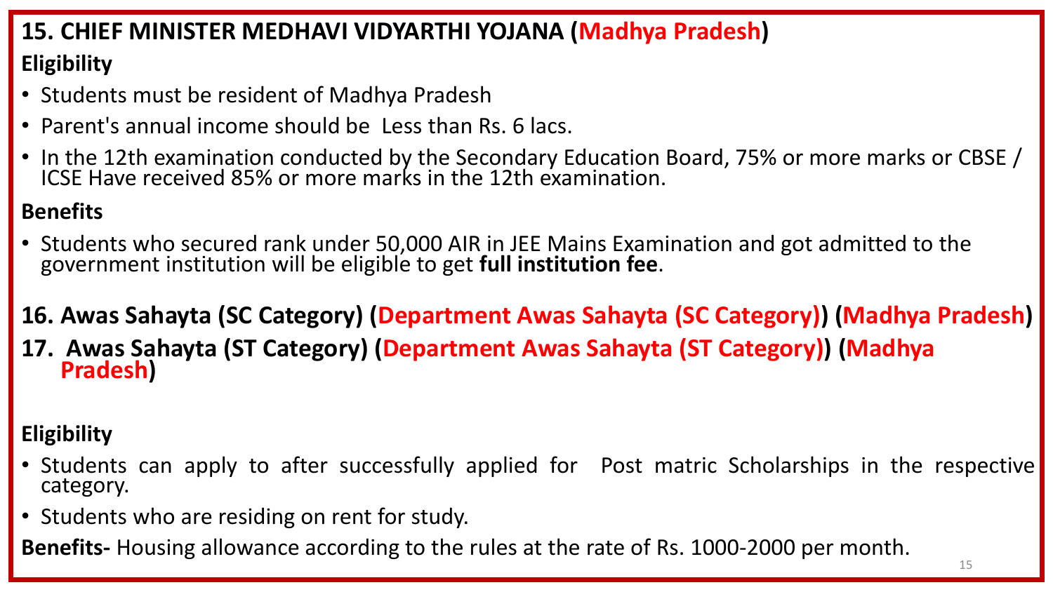## 15. CHIEF MINISTER MEDHAVI VIDYARTHI YOJANA (Madhya Pradesh)

**Eligibility**

- Students must be resident of Madhya Pradesh
- Parent's annual income should be Less than Rs. 6 lacs.
- In the 12th examination conducted by the Secondary Education Board, 75% or more marks or CBSE / ICSE Have received 85% or more marks in the 12th examination.

**Benefits**

- Students who secured rank under 50,000 AIR in JEE Mains Examination and got admitted to the government institution will be eligible to get **full institution fee**.

## 16. Awas Sahayta (SC Category) (Department Awas Sahayta (SC Category)) (Madhya Pradesh)

## 17. Awas Sahayta (ST Category) (Department Awas Sahayta (ST Category)) (Madhya Pradesh)

**Eligibility**

- Students can apply to after successfully applied for Post matric Scholarships in the respective category.
- Students who are residing on rent for study.

**Benefits-** Housing allowance according to the rules at the rate of Rs. 1000-2000 per month.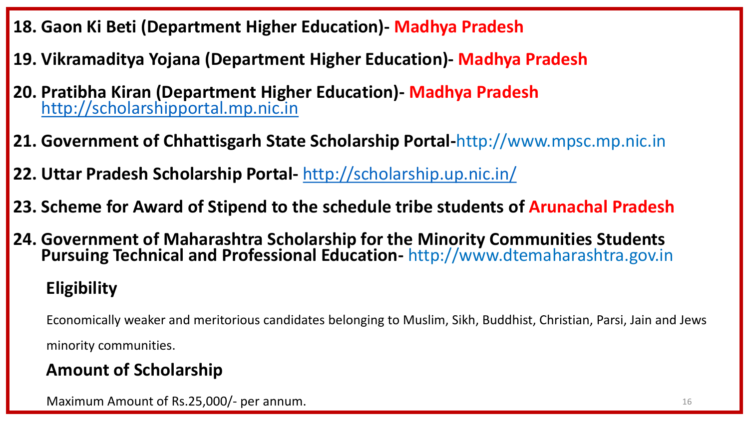18. **Gaon Ki Beti (Department Higher Education)- Madhya Pradesh**

19. **Vikramaditya Yojana (Department Higher Education)- Madhya Pradesh**

20. **Pratibha Kiran (Department Higher Education)- Madhya Pradesh**
    http://scholarshipportal.mp.nic.in

21. **Government of Chhattisgarh State Scholarship Portal-**http://www.mpsc.mp.nic.in

22. **Uttar Pradesh Scholarship Portal-** http://scholarship.up.nic.in/

23. **Scheme for Award of Stipend to the schedule tribe students of Arunachal Pradesh**

24. **Government of Maharashtra Scholarship for the Minority Communities Students Pursuing Technical and Professional Education-** http://www.dtemaharashtra.gov.in

### Eligibility

Economically weaker and meritorious candidates belonging to Muslim, Sikh, Buddhist, Christian, Parsi, Jain and Jews minority communities.

### Amount of Scholarship

Maximum Amount of Rs.25,000/- per annum.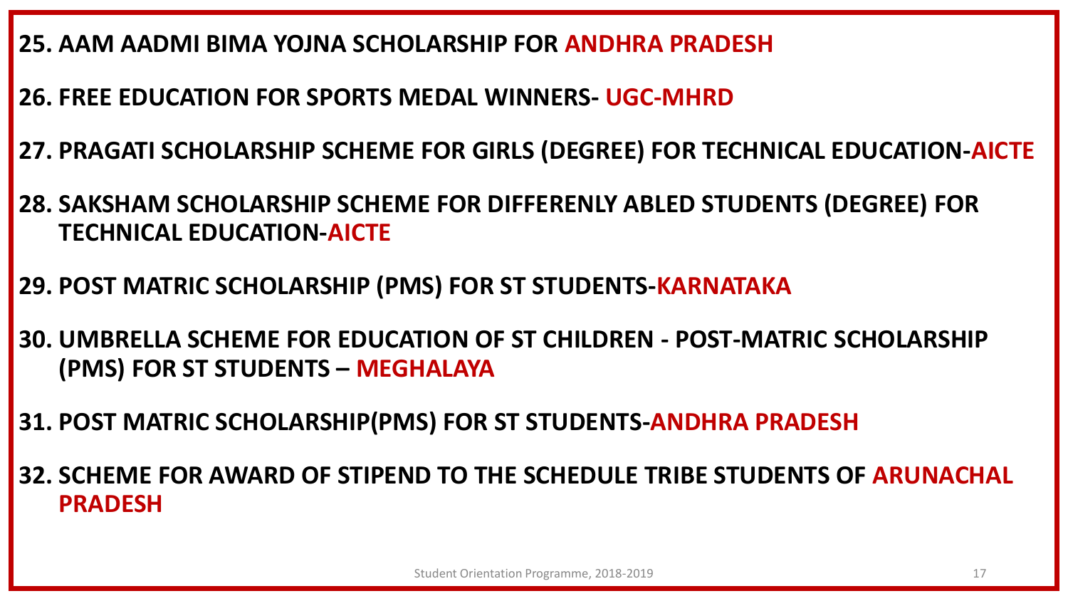25. **AAM AADMI BIMA YOJNA SCHOLARSHIP FOR ANDHRA PRADESH**
26. **FREE EDUCATION FOR SPORTS MEDAL WINNERS- UGC-MHRD**
27. **PRAGATI SCHOLARSHIP SCHEME FOR GIRLS (DEGREE) FOR TECHNICAL EDUCATION-AICTE**
28. **SAKSHAM SCHOLARSHIP SCHEME FOR DIFFERENLY ABLED STUDENTS (DEGREE) FOR TECHNICAL EDUCATION-AICTE**
29. **POST MATRIC SCHOLARSHIP (PMS) FOR ST STUDENTS-KARNATAKA**
30. **UMBRELLA SCHEME FOR EDUCATION OF ST CHILDREN - POST-MATRIC SCHOLARSHIP (PMS) FOR ST STUDENTS – MEGHALAYA**
31. **POST MATRIC SCHOLARSHIP(PMS) FOR ST STUDENTS-ANDHRA PRADESH**
32. **SCHEME FOR AWARD OF STIPEND TO THE SCHEDULE TRIBE STUDENTS OF ARUNACHAL PRADESH**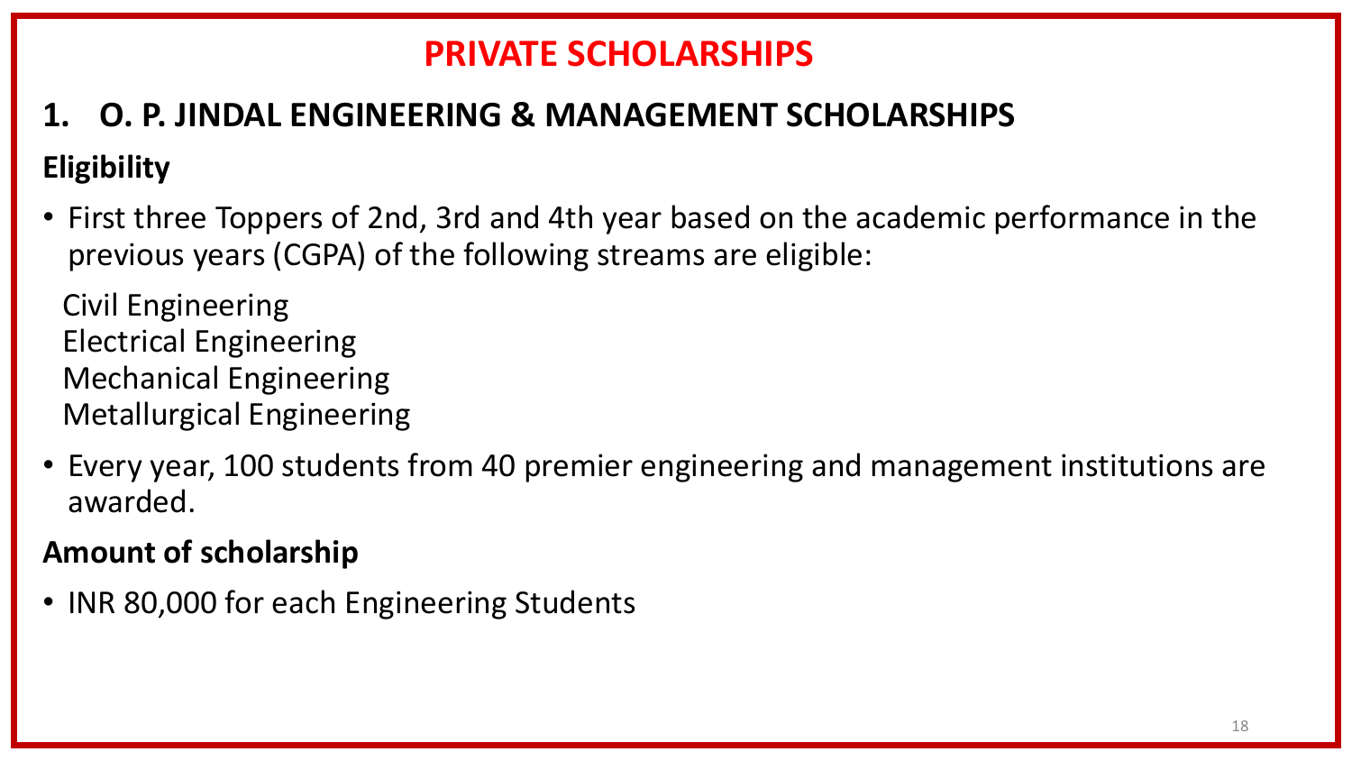# PRIVATE SCHOLARSHIPS

## 1. O. P. JINDAL ENGINEERING & MANAGEMENT SCHOLARSHIPS

### Eligibility

- First three Toppers of 2nd, 3rd and 4th year based on the academic performance in the previous years (CGPA) of the following streams are eligible:

  Civil Engineering
  Electrical Engineering
  Mechanical Engineering
  Metallurgical Engineering

- Every year, 100 students from 40 premier engineering and management institutions are awarded.

### Amount of scholarship

- INR 80,000 for each Engineering Students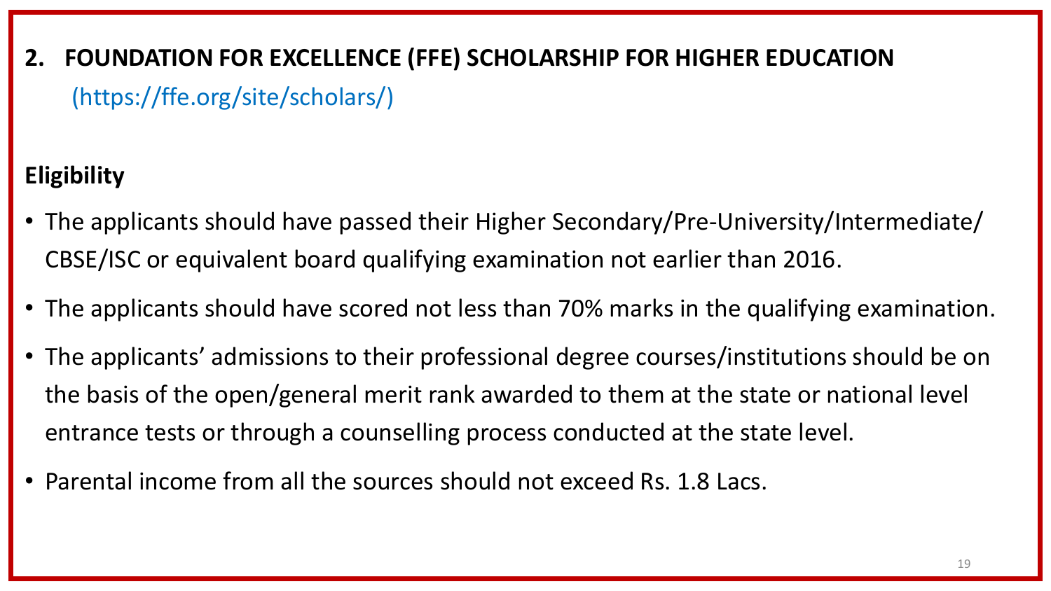## 2. FOUNDATION FOR EXCELLENCE (FFE) SCHOLARSHIP FOR HIGHER EDUCATION

(https://ffe.org/site/scholars/)

**Eligibility**

- The applicants should have passed their Higher Secondary/Pre-University/Intermediate/ CBSE/ISC or equivalent board qualifying examination not earlier than 2016.
- The applicants should have scored not less than 70% marks in the qualifying examination.
- The applicants' admissions to their professional degree courses/institutions should be on the basis of the open/general merit rank awarded to them at the state or national level entrance tests or through a counselling process conducted at the state level.
- Parental income from all the sources should not exceed Rs. 1.8 Lacs.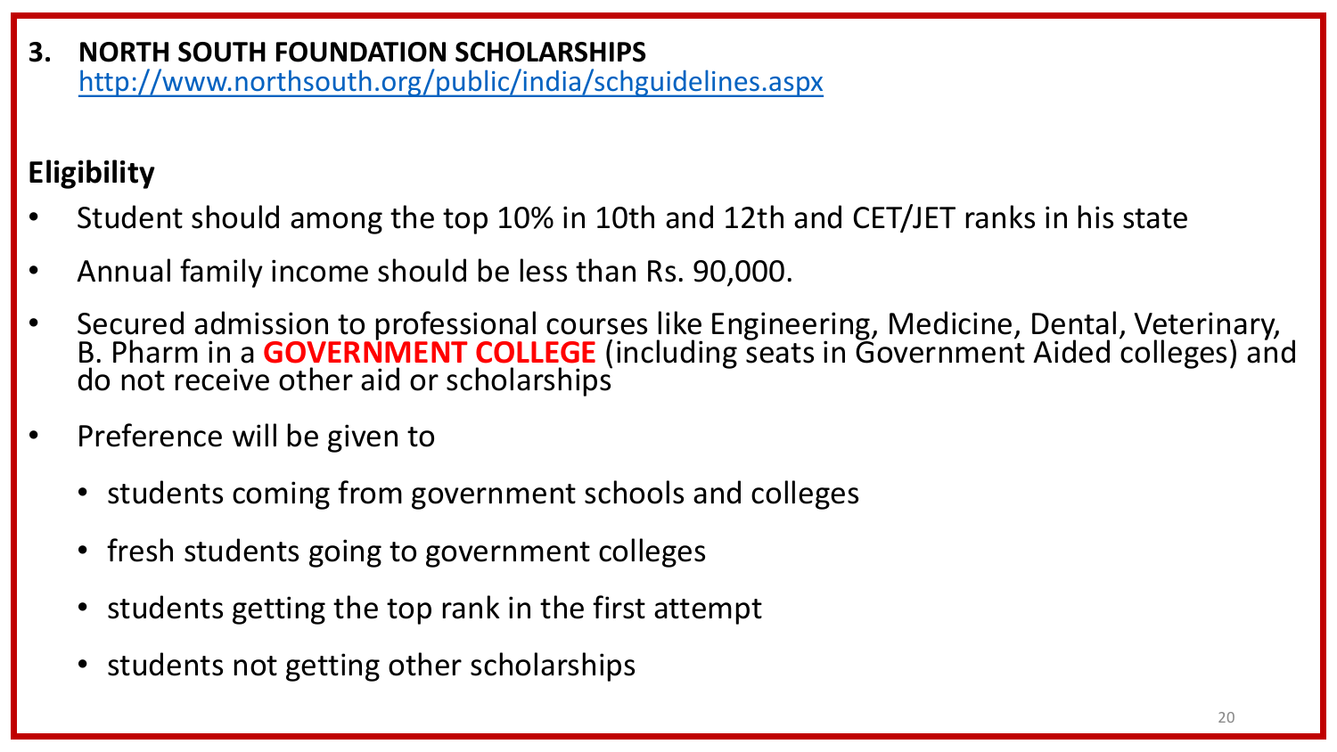## 3. NORTH SOUTH FOUNDATION SCHOLARSHIPS

http://www.northsouth.org/public/india/schguidelines.aspx

### Eligibility

- Student should among the top 10% in 10th and 12th and CET/JET ranks in his state
- Annual family income should be less than Rs. 90,000.
- Secured admission to professional courses like Engineering, Medicine, Dental, Veterinary, B. Pharm in a **GOVERNMENT COLLEGE** (including seats in Government Aided colleges) and do not receive other aid or scholarships
- Preference will be given to
  - students coming from government schools and colleges
  - fresh students going to government colleges
  - students getting the top rank in the first attempt
  - students not getting other scholarships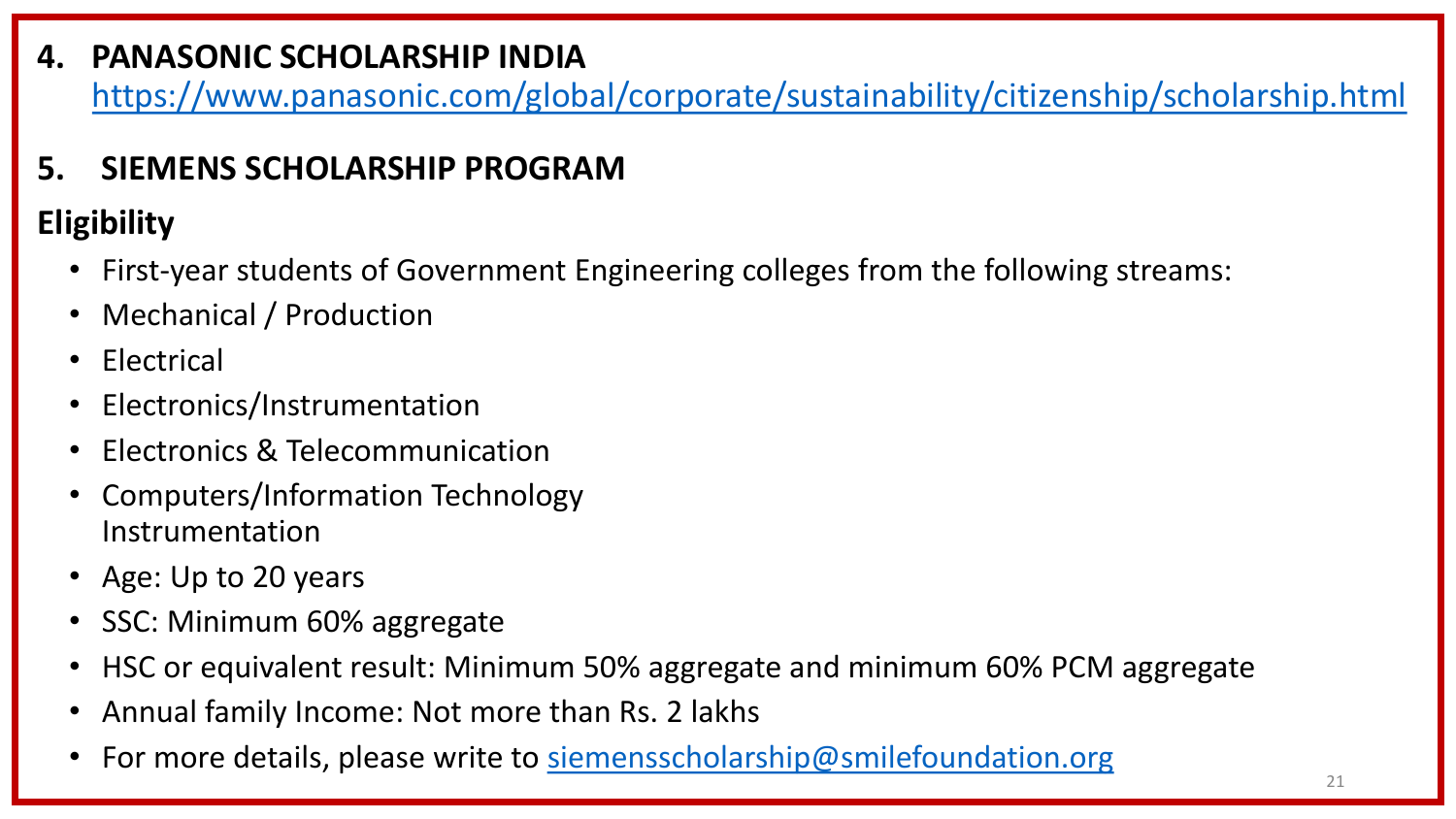4. **PANASONIC SCHOLARSHIP INDIA**
   https://www.panasonic.com/global/corporate/sustainability/citizenship/scholarship.html

5. **SIEMENS SCHOLARSHIP PROGRAM**

**Eligibility**

- First-year students of Government Engineering colleges from the following streams:
- Mechanical / Production
- Electrical
- Electronics/Instrumentation
- Electronics & Telecommunication
- Computers/Information Technology
  Instrumentation
- Age: Up to 20 years
- SSC: Minimum 60% aggregate
- HSC or equivalent result: Minimum 50% aggregate and minimum 60% PCM aggregate
- Annual family Income: Not more than Rs. 2 lakhs
- For more details, please write to siemensscholarship@smilefoundation.org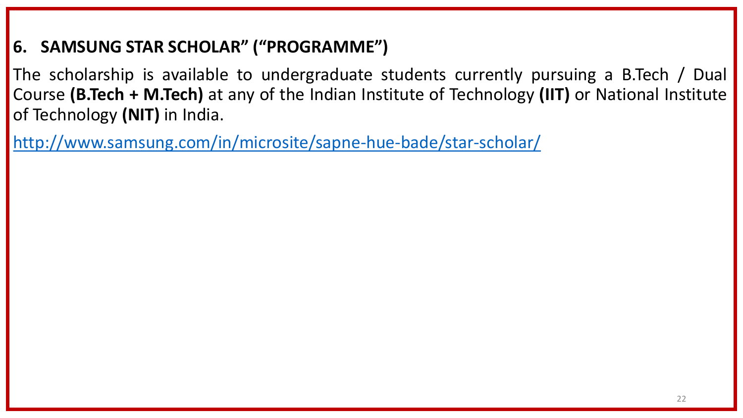## 6. SAMSUNG STAR SCHOLAR" ("PROGRAMME")

The scholarship is available to undergraduate students currently pursuing a B.Tech / Dual Course **(B.Tech + M.Tech)** at any of the Indian Institute of Technology **(IIT)** or National Institute of Technology **(NIT)** in India.

http://www.samsung.com/in/microsite/sapne-hue-bade/star-scholar/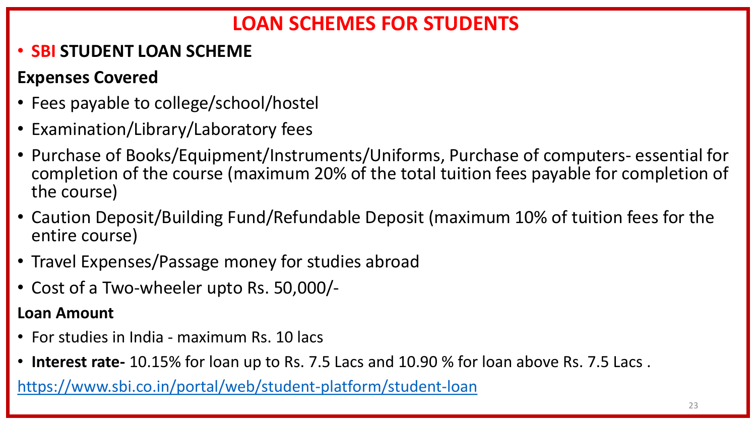# LOAN SCHEMES FOR STUDENTS

- **SBI STUDENT LOAN SCHEME**

**Expenses Covered**

- Fees payable to college/school/hostel
- Examination/Library/Laboratory fees
- Purchase of Books/Equipment/Instruments/Uniforms, Purchase of computers- essential for completion of the course (maximum 20% of the total tuition fees payable for completion of the course)
- Caution Deposit/Building Fund/Refundable Deposit (maximum 10% of tuition fees for the entire course)
- Travel Expenses/Passage money for studies abroad
- Cost of a Two-wheeler upto Rs. 50,000/-

**Loan Amount**

- For studies in India - maximum Rs. 10 lacs
- **Interest rate-** 10.15% for loan up to Rs. 7.5 Lacs and 10.90 % for loan above Rs. 7.5 Lacs .

https://www.sbi.co.in/portal/web/student-platform/student-loan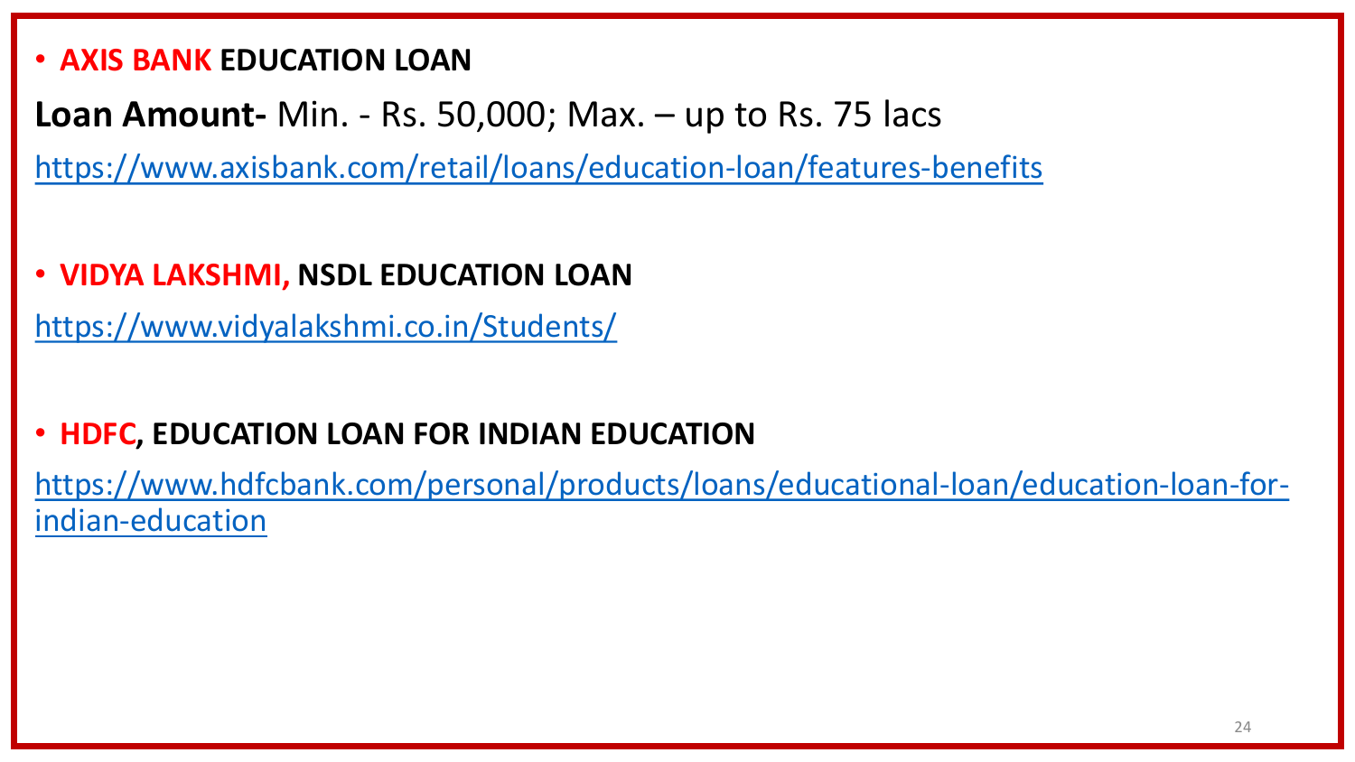- **AXIS BANK EDUCATION LOAN**

**Loan Amount-** Min. - Rs. 50,000; Max. – up to Rs. 75 lacs

https://www.axisbank.com/retail/loans/education-loan/features-benefits

- **VIDYA LAKSHMI, NSDL EDUCATION LOAN**

https://www.vidyalakshmi.co.in/Students/

- **HDFC, EDUCATION LOAN FOR INDIAN EDUCATION**

https://www.hdfcbank.com/personal/products/loans/educational-loan/education-loan-for-indian-education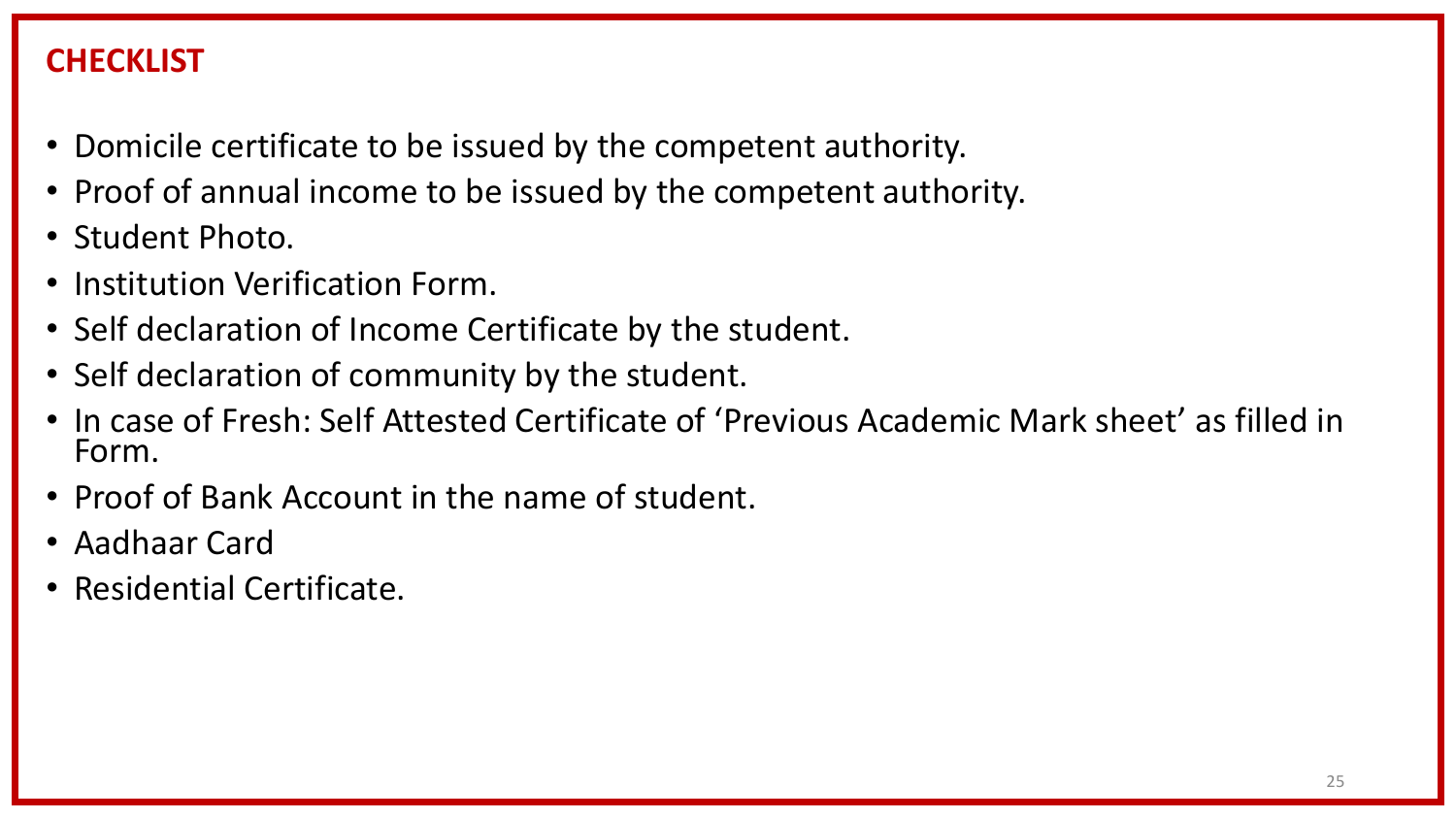## CHECKLIST

- Domicile certificate to be issued by the competent authority.
- Proof of annual income to be issued by the competent authority.
- Student Photo.
- Institution Verification Form.
- Self declaration of Income Certificate by the student.
- Self declaration of community by the student.
- In case of Fresh: Self Attested Certificate of 'Previous Academic Mark sheet' as filled in Form.
- Proof of Bank Account in the name of student.
- Aadhaar Card
- Residential Certificate.